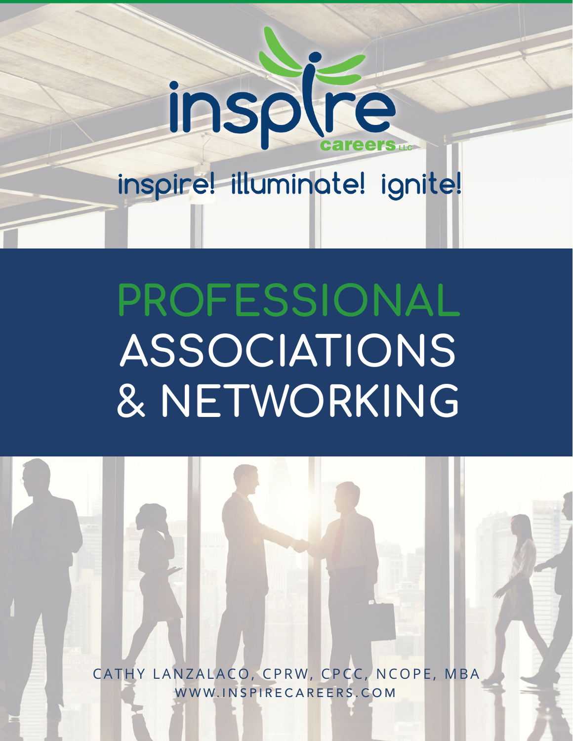inspire careers LLC

inspire! illuminate! ignite!

# PROFESSIONAL ASSOCIATIONS & NETWORKING

CATHY LANZALACO, CPRW, CPCC, NCOPE, MBA

WWW.INSPIRECAREERS.COM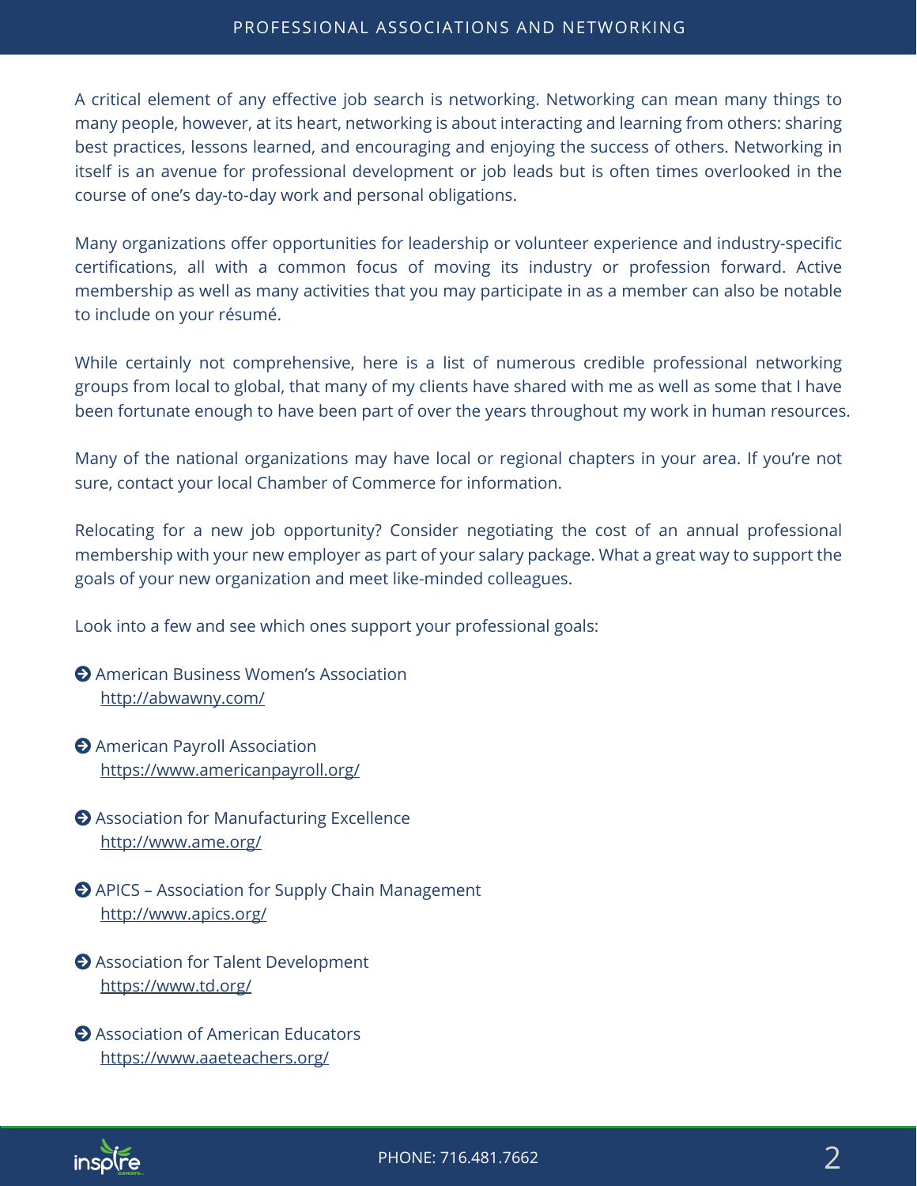A critical element of any effective job search is networking. Networking can mean many things to many people, however, at its heart, networking is about interacting and learning from others: sharing best practices, lessons learned, and encouraging and enjoying the success of others. Networking in itself is an avenue for professional development or job leads but is often times overlooked in the course of one's day-to-day work and personal obligations.

Many organizations offer opportunities for leadership or volunteer experience and industry-specific certifications, all with a common focus of moving its industry or profession forward. Active membership as well as many activities that you may participate in as a member can also be notable to include on your résumé.

While certainly not comprehensive, here is a list of numerous credible professional networking groups from local to global, that many of my clients have shared with me as well as some that I have been fortunate enough to have been part of over the years throughout my work in human resources.

Many of the national organizations may have local or regional chapters in your area. If you're not sure, contact your local Chamber of Commerce for information.

Relocating for a new job opportunity? Consider negotiating the cost of an annual professional membership with your new employer as part of your salary package. What a great way to support the goals of your new organization and meet like-minded colleagues.

Look into a few and see which ones support your professional goals:

- American Business Women's Association
  http://abwawny.com/
- American Payroll Association
  https://www.americanpayroll.org/
- Association for Manufacturing Excellence
  http://www.ame.org/
- APICS – Association for Supply Chain Management
  http://www.apics.org/
- Association for Talent Development
  https://www.td.org/
- Association of American Educators
  https://www.aaeteachers.org/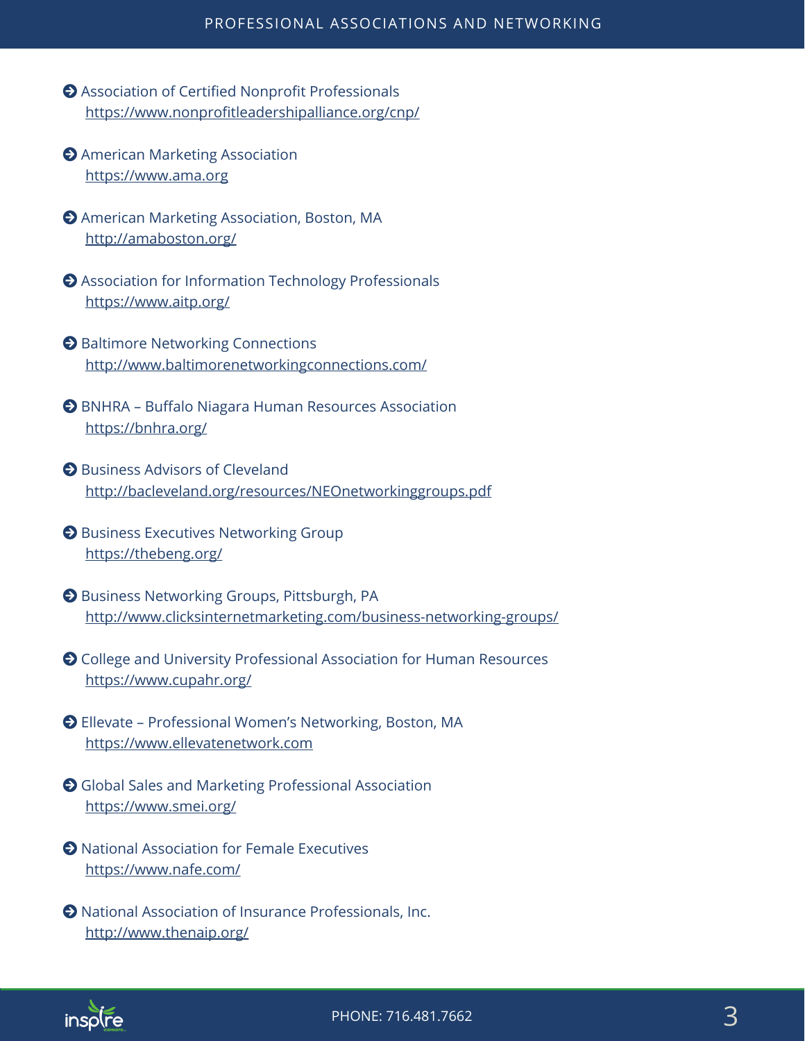- Association of Certified Nonprofit Professionals
  https://www.nonprofitleadershipalliance.org/cnp/
- American Marketing Association
  https://www.ama.org
- American Marketing Association, Boston, MA
  http://amaboston.org/
- Association for Information Technology Professionals
  https://www.aitp.org/
- Baltimore Networking Connections
  http://www.baltimorenetworkingconnections.com/
- BNHRA – Buffalo Niagara Human Resources Association
  https://bnhra.org/
- Business Advisors of Cleveland
  http://bacleveland.org/resources/NEOnetworkinggroups.pdf
- Business Executives Networking Group
  https://thebeng.org/
- Business Networking Groups, Pittsburgh, PA
  http://www.clicksinternetmarketing.com/business-networking-groups/
- College and University Professional Association for Human Resources
  https://www.cupahr.org/
- Ellevate – Professional Women's Networking, Boston, MA
  https://www.ellevatenetwork.com
- Global Sales and Marketing Professional Association
  https://www.smei.org/
- National Association for Female Executives
  https://www.nafe.com/
- National Association of Insurance Professionals, Inc.
  http://www.thenaip.org/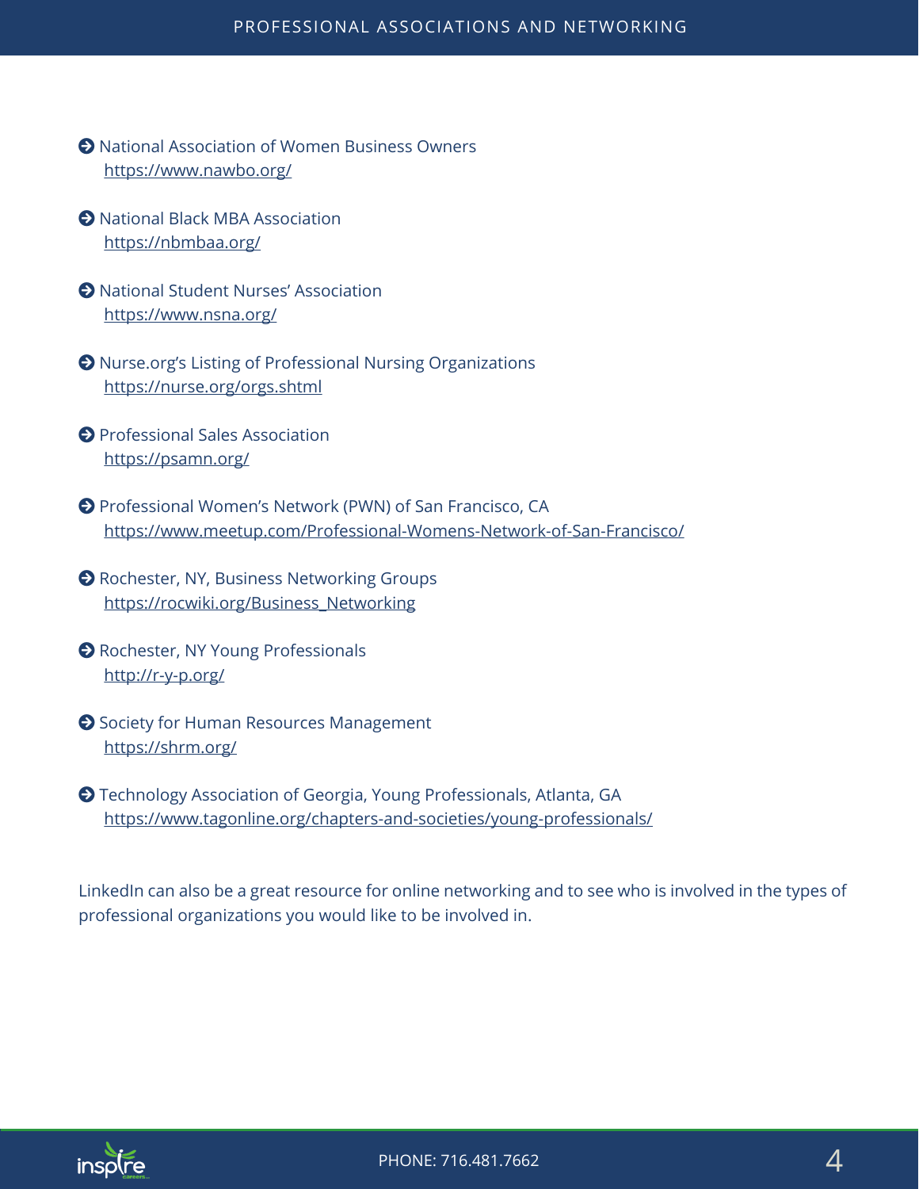- National Association of Women Business Owners
  https://www.nawbo.org/

- National Black MBA Association
  https://nbmbaa.org/

- National Student Nurses' Association
  https://www.nsna.org/

- Nurse.org's Listing of Professional Nursing Organizations
  https://nurse.org/orgs.shtml

- Professional Sales Association
  https://psamn.org/

- Professional Women's Network (PWN) of San Francisco, CA
  https://www.meetup.com/Professional-Womens-Network-of-San-Francisco/

- Rochester, NY, Business Networking Groups
  https://rocwiki.org/Business_Networking

- Rochester, NY Young Professionals
  http://r-y-p.org/

- Society for Human Resources Management
  https://shrm.org/

- Technology Association of Georgia, Young Professionals, Atlanta, GA
  https://www.tagonline.org/chapters-and-societies/young-professionals/

LinkedIn can also be a great resource for online networking and to see who is involved in the types of professional organizations you would like to be involved in.